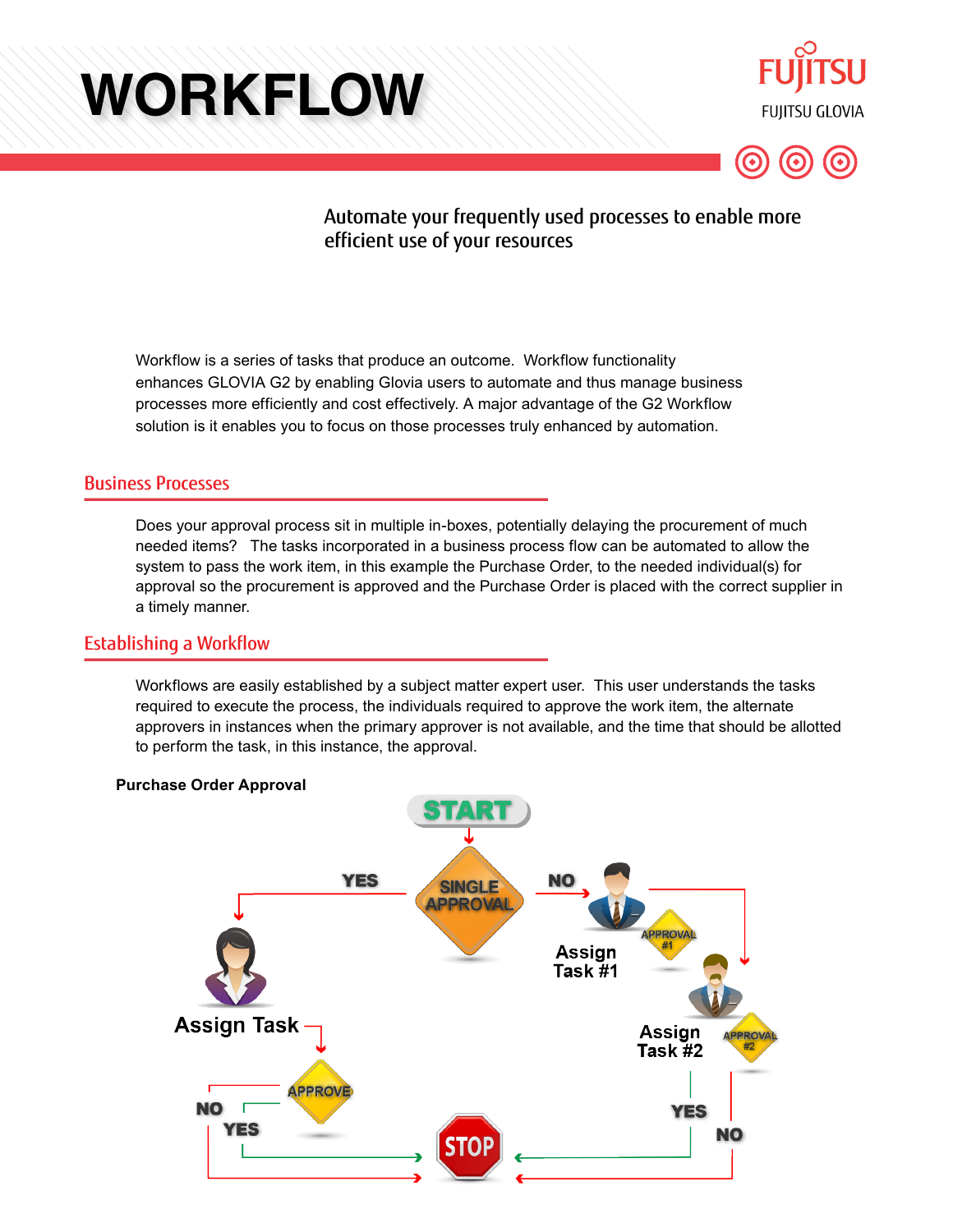# WORKFLOW

FUJITSU

FUJITSU GLOVIA

Automate your frequently used processes to enable more efficient use of your resources

Workflow is a series of tasks that produce an outcome. Workflow functionality enhances GLOVIA G2 by enabling Glovia users to automate and thus manage business processes more efficiently and cost effectively. A major advantage of the G2 Workflow solution is it enables you to focus on those processes truly enhanced by automation.

## Business Processes

Does your approval process sit in multiple in-boxes, potentially delaying the procurement of much needed items? The tasks incorporated in a business process flow can be automated to allow the system to pass the work item, in this example the Purchase Order, to the needed individual(s) for approval so the procurement is approved and the Purchase Order is placed with the correct supplier in a timely manner.

## Establishing a Workflow

Workflows are easily established by a subject matter expert user. This user understands the tasks required to execute the process, the individuals required to approve the work item, the alternate approvers in instances when the primary approver is not available, and the time that should be allotted to perform the task, in this instance, the approval.

**Purchase Order Approval**

START

SINGLE APPROVAL

YES

NO

Assign Task

APPROVE

NO

YES

Assign Task #1

APPROVAL #1

Assign Task #2

APPROVAL #2

YES

NO

STOP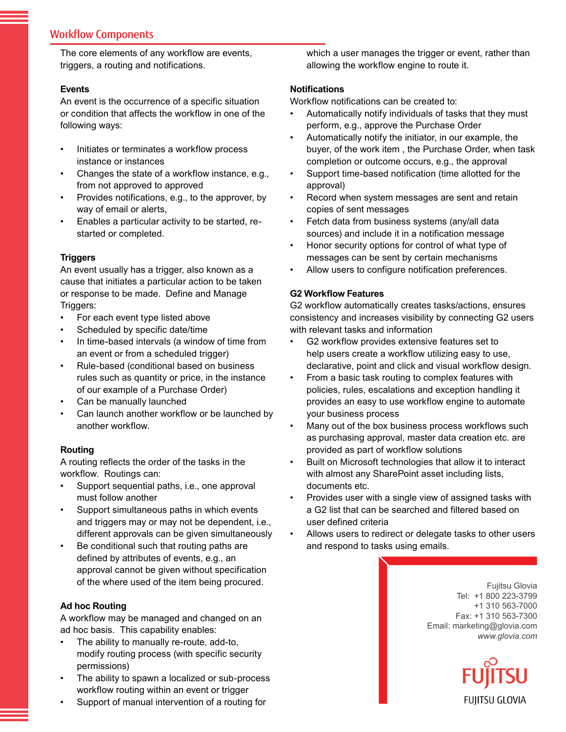## Workflow Components

The core elements of any workflow are events, triggers, a routing and notifications.

**Events**

An event is the occurrence of a specific situation or condition that affects the workflow in one of the following ways:

- Initiates or terminates a workflow process instance or instances
- Changes the state of a workflow instance, e.g., from not approved to approved
- Provides notifications, e.g., to the approver, by way of email or alerts,
- Enables a particular activity to be started, re-started or completed.

**Triggers**

An event usually has a trigger, also known as a cause that initiates a particular action to be taken or response to be made. Define and Manage Triggers:

- For each event type listed above
- Scheduled by specific date/time
- In time-based intervals (a window of time from an event or from a scheduled trigger)
- Rule-based (conditional based on business rules such as quantity or price, in the instance of our example of a Purchase Order)
- Can be manually launched
- Can launch another workflow or be launched by another workflow.

**Routing**

A routing reflects the order of the tasks in the workflow. Routings can:

- Support sequential paths, i.e., one approval must follow another
- Support simultaneous paths in which events and triggers may or may not be dependent, i.e., different approvals can be given simultaneously
- Be conditional such that routing paths are defined by attributes of events, e.g., an approval cannot be given without specification of the where used of the item being procured.

**Ad hoc Routing**

A workflow may be managed and changed on an ad hoc basis. This capability enables:

- The ability to manually re-route, add-to, modify routing process (with specific security permissions)
- The ability to spawn a localized or sub-process workflow routing within an event or trigger
- Support of manual intervention of a routing for which a user manages the trigger or event, rather than allowing the workflow engine to route it.

**Notifications**

Workflow notifications can be created to:

- Automatically notify individuals of tasks that they must perform, e.g., approve the Purchase Order
- Automatically notify the initiator, in our example, the buyer, of the work item , the Purchase Order, when task completion or outcome occurs, e.g., the approval
- Support time-based notification (time allotted for the approval)
- Record when system messages are sent and retain copies of sent messages
- Fetch data from business systems (any/all data sources) and include it in a notification message
- Honor security options for control of what type of messages can be sent by certain mechanisms
- Allow users to configure notification preferences.

**G2 Workflow Features**

G2 workflow automatically creates tasks/actions, ensures consistency and increases visibility by connecting G2 users with relevant tasks and information

- G2 workflow provides extensive features set to help users create a workflow utilizing easy to use, declarative, point and click and visual workflow design.
- From a basic task routing to complex features with policies, rules, escalations and exception handling it provides an easy to use workflow engine to automate your business process
- Many out of the box business process workflows such as purchasing approval, master data creation etc. are provided as part of workflow solutions
- Built on Microsoft technologies that allow it to interact with almost any SharePoint asset including lists, documents etc.
- Provides user with a single view of assigned tasks with a G2 list that can be searched and filtered based on user defined criteria
- Allows users to redirect or delegate tasks to other users and respond to tasks using emails.

Fujitsu Glovia
Tel: +1 800 223-3799
+1 310 563-7000
Fax: +1 310 563-7300
Email: marketing@glovia.com
*www.glovia.com*

FUJITSU
FUJITSU GLOVIA